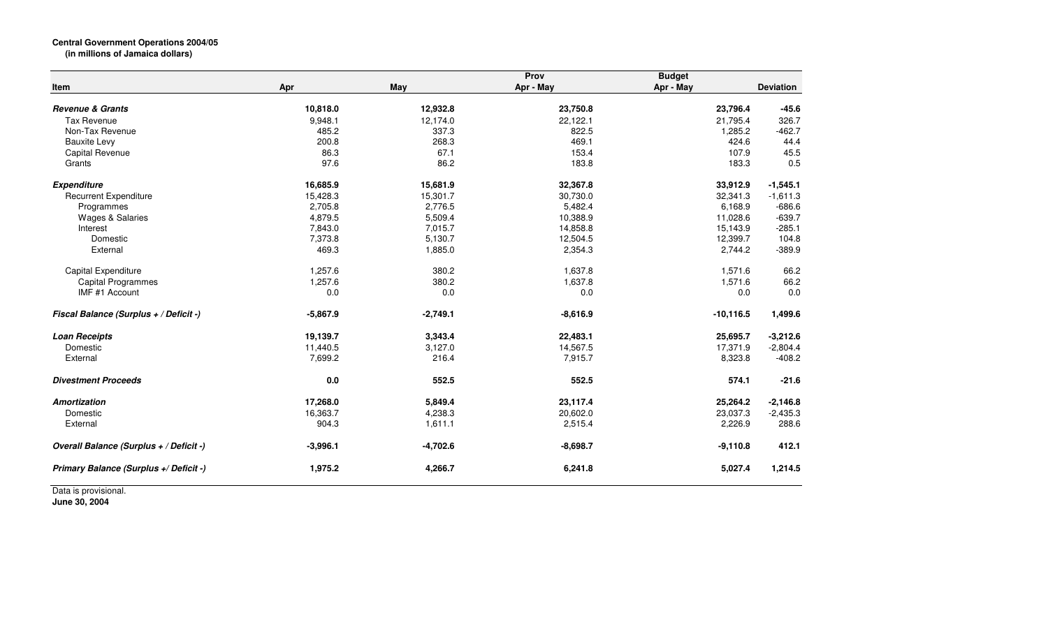**Central Government Operations 2004/05**
**(in millions of Jamaica dollars)**

| Item | Apr | May | Prov Apr - May | Budget Apr - May | Deviation |
|---|---|---|---|---|---|
| ***Revenue & Grants*** | **10,818.0** | **12,932.8** | **23,750.8** | **23,796.4** | **-45.6** |
| Tax Revenue | 9,948.1 | 12,174.0 | 22,122.1 | 21,795.4 | 326.7 |
| Non-Tax Revenue | 485.2 | 337.3 | 822.5 | 1,285.2 | -462.7 |
| Bauxite Levy | 200.8 | 268.3 | 469.1 | 424.6 | 44.4 |
| Capital Revenue | 86.3 | 67.1 | 153.4 | 107.9 | 45.5 |
| Grants | 97.6 | 86.2 | 183.8 | 183.3 | 0.5 |
| ***Expenditure*** | **16,685.9** | **15,681.9** | **32,367.8** | **33,912.9** | **-1,545.1** |
| Recurrent Expenditure | 15,428.3 | 15,301.7 | 30,730.0 | 32,341.3 | -1,611.3 |
| Programmes | 2,705.8 | 2,776.5 | 5,482.4 | 6,168.9 | -686.6 |
| Wages & Salaries | 4,879.5 | 5,509.4 | 10,388.9 | 11,028.6 | -639.7 |
| Interest | 7,843.0 | 7,015.7 | 14,858.8 | 15,143.9 | -285.1 |
| Domestic | 7,373.8 | 5,130.7 | 12,504.5 | 12,399.7 | 104.8 |
| External | 469.3 | 1,885.0 | 2,354.3 | 2,744.2 | -389.9 |
| Capital Expenditure | 1,257.6 | 380.2 | 1,637.8 | 1,571.6 | 66.2 |
| Capital Programmes | 1,257.6 | 380.2 | 1,637.8 | 1,571.6 | 66.2 |
| IMF #1 Account | 0.0 | 0.0 | 0.0 | 0.0 | 0.0 |
| ***Fiscal Balance (Surplus + / Deficit -)*** | **-5,867.9** | **-2,749.1** | **-8,616.9** | **-10,116.5** | **1,499.6** |
| ***Loan Receipts*** | **19,139.7** | **3,343.4** | **22,483.1** | **25,695.7** | **-3,212.6** |
| Domestic | 11,440.5 | 3,127.0 | 14,567.5 | 17,371.9 | -2,804.4 |
| External | 7,699.2 | 216.4 | 7,915.7 | 8,323.8 | -408.2 |
| ***Divestment Proceeds*** | **0.0** | **552.5** | **552.5** | **574.1** | **-21.6** |
| ***Amortization*** | **17,268.0** | **5,849.4** | **23,117.4** | **25,264.2** | **-2,146.8** |
| Domestic | 16,363.7 | 4,238.3 | 20,602.0 | 23,037.3 | -2,435.3 |
| External | 904.3 | 1,611.1 | 2,515.4 | 2,226.9 | 288.6 |
| ***Overall Balance (Surplus + / Deficit -)*** | **-3,996.1** | **-4,702.6** | **-8,698.7** | **-9,110.8** | **412.1** |
| ***Primary Balance (Surplus +/ Deficit -)*** | **1,975.2** | **4,266.7** | **6,241.8** | **5,027.4** | **1,214.5** |

Data is provisional.
**June 30, 2004**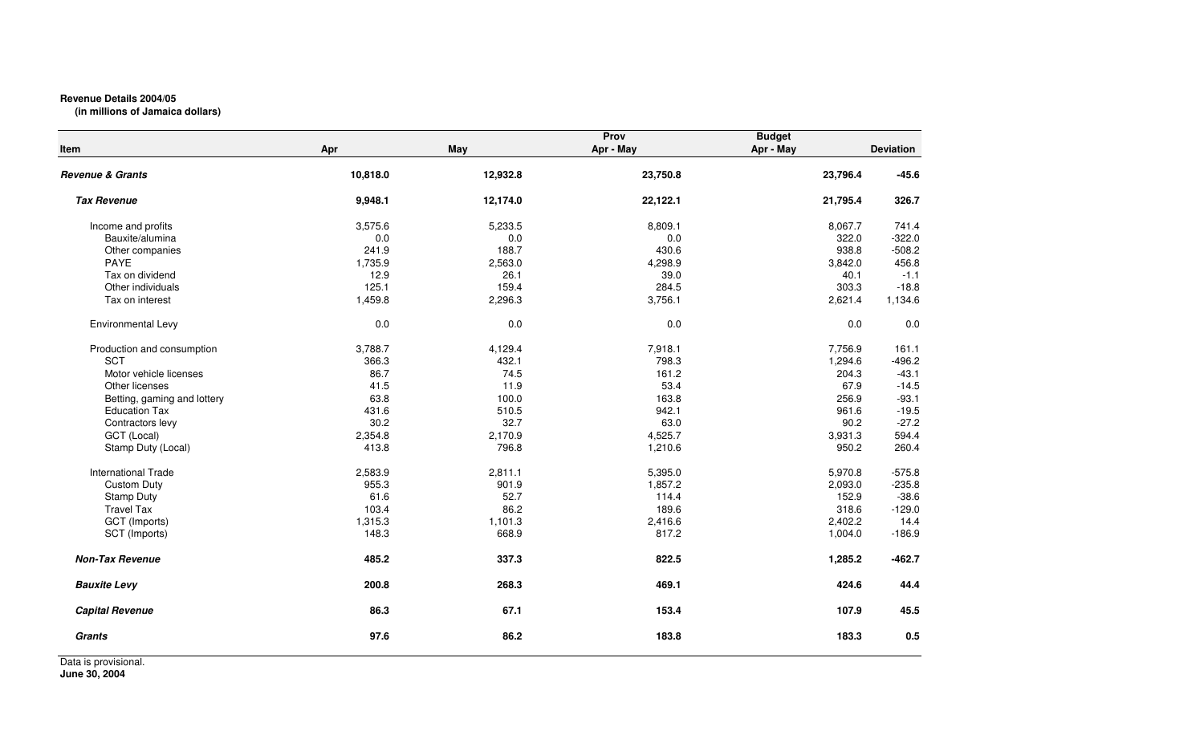**Revenue Details 2004/05**

**(in millions of Jamaica dollars)**

| Item | Apr | May | Prov Apr - May | Budget Apr - May | Deviation |
|---|---|---|---|---|---|
| ***Revenue & Grants*** | **10,818.0** | **12,932.8** | **23,750.8** | **23,796.4** | **-45.6** |
| ***Tax Revenue*** | **9,948.1** | **12,174.0** | **22,122.1** | **21,795.4** | **326.7** |
| Income and profits | 3,575.6 | 5,233.5 | 8,809.1 | 8,067.7 | 741.4 |
| Bauxite/alumina | 0.0 | 0.0 | 0.0 | 322.0 | -322.0 |
| Other companies | 241.9 | 188.7 | 430.6 | 938.8 | -508.2 |
| PAYE | 1,735.9 | 2,563.0 | 4,298.9 | 3,842.0 | 456.8 |
| Tax on dividend | 12.9 | 26.1 | 39.0 | 40.1 | -1.1 |
| Other individuals | 125.1 | 159.4 | 284.5 | 303.3 | -18.8 |
| Tax on interest | 1,459.8 | 2,296.3 | 3,756.1 | 2,621.4 | 1,134.6 |
| Environmental Levy | 0.0 | 0.0 | 0.0 | 0.0 | 0.0 |
| Production and consumption | 3,788.7 | 4,129.4 | 7,918.1 | 7,756.9 | 161.1 |
| SCT | 366.3 | 432.1 | 798.3 | 1,294.6 | -496.2 |
| Motor vehicle licenses | 86.7 | 74.5 | 161.2 | 204.3 | -43.1 |
| Other licenses | 41.5 | 11.9 | 53.4 | 67.9 | -14.5 |
| Betting, gaming and lottery | 63.8 | 100.0 | 163.8 | 256.9 | -93.1 |
| Education Tax | 431.6 | 510.5 | 942.1 | 961.6 | -19.5 |
| Contractors levy | 30.2 | 32.7 | 63.0 | 90.2 | -27.2 |
| GCT (Local) | 2,354.8 | 2,170.9 | 4,525.7 | 3,931.3 | 594.4 |
| Stamp Duty (Local) | 413.8 | 796.8 | 1,210.6 | 950.2 | 260.4 |
| International Trade | 2,583.9 | 2,811.1 | 5,395.0 | 5,970.8 | -575.8 |
| Custom Duty | 955.3 | 901.9 | 1,857.2 | 2,093.0 | -235.8 |
| Stamp Duty | 61.6 | 52.7 | 114.4 | 152.9 | -38.6 |
| Travel Tax | 103.4 | 86.2 | 189.6 | 318.6 | -129.0 |
| GCT (Imports) | 1,315.3 | 1,101.3 | 2,416.6 | 2,402.2 | 14.4 |
| SCT (Imports) | 148.3 | 668.9 | 817.2 | 1,004.0 | -186.9 |
| ***Non-Tax Revenue*** | **485.2** | **337.3** | **822.5** | **1,285.2** | **-462.7** |
| ***Bauxite Levy*** | **200.8** | **268.3** | **469.1** | **424.6** | **44.4** |
| ***Capital Revenue*** | **86.3** | **67.1** | **153.4** | **107.9** | **45.5** |
| ***Grants*** | **97.6** | **86.2** | **183.8** | **183.3** | **0.5** |

Data is provisional.

**June 30, 2004**